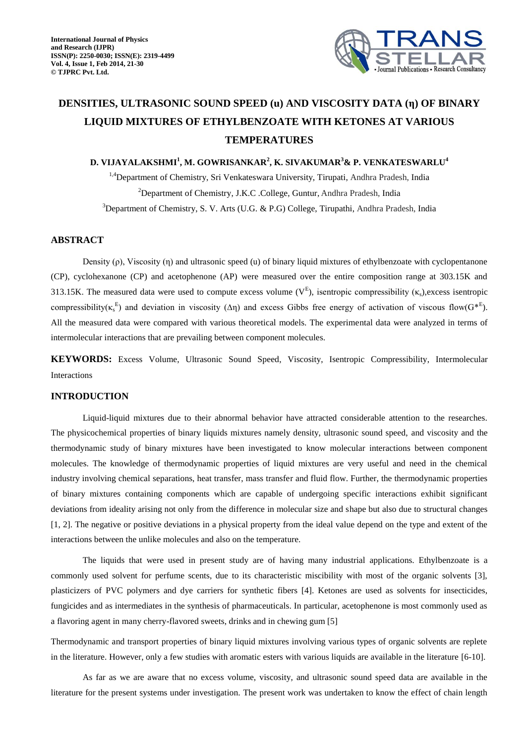# DENSITIES, ULTRASONIC SOUND SPEED (u) AND VISCOSITY DATA (η) OF BINARY LIQUID MIXTURES OF ETHYLBENZOATE WITH KETONES AT VARIOUS TEMPERATURES

**D. VIJAYALAKSHMI[1], M. GOWRISANKAR[2], K. SIVAKUMAR[3]& P. VENKATESWARLU[4]**

[1,4]Department of Chemistry, Sri Venkateswara University, Tirupati, Andhra Pradesh, India

[2]Department of Chemistry, J.K.C .College, Guntur, Andhra Pradesh, India

[3]Department of Chemistry, S. V. Arts (U.G. & P.G) College, Tirupathi, Andhra Pradesh, India

## ABSTRACT

Density (ρ), Viscosity (η) and ultrasonic speed (u) of binary liquid mixtures of ethylbenzoate with cyclopentanone (CP), cyclohexanone (CP) and acetophenone (AP) were measured over the entire composition range at 303.15K and 313.15K. The measured data were used to compute excess volume ($V^E$), isentropic compressibility ($\kappa_s$),excess isentropic compressibility($\kappa_s^E$) and deviation in viscosity (Δη) and excess Gibbs free energy of activation of viscous flow($G^{*E}$). All the measured data were compared with various theoretical models. The experimental data were analyzed in terms of intermolecular interactions that are prevailing between component molecules.

**KEYWORDS:** Excess Volume, Ultrasonic Sound Speed, Viscosity, Isentropic Compressibility, Intermolecular Interactions

## INTRODUCTION

Liquid-liquid mixtures due to their abnormal behavior have attracted considerable attention to the researches. The physicochemical properties of binary liquids mixtures namely density, ultrasonic sound speed, and viscosity and the thermodynamic study of binary mixtures have been investigated to know molecular interactions between component molecules. The knowledge of thermodynamic properties of liquid mixtures are very useful and need in the chemical industry involving chemical separations, heat transfer, mass transfer and fluid flow. Further, the thermodynamic properties of binary mixtures containing components which are capable of undergoing specific interactions exhibit significant deviations from ideality arising not only from the difference in molecular size and shape but also due to structural changes [1, 2]. The negative or positive deviations in a physical property from the ideal value depend on the type and extent of the interactions between the unlike molecules and also on the temperature.

The liquids that were used in present study are of having many industrial applications. Ethylbenzoate is a commonly used solvent for perfume scents, due to its characteristic miscibility with most of the organic solvents [3], plasticizers of PVC polymers and dye carriers for synthetic fibers [4]. Ketones are used as solvents for insecticides, fungicides and as intermediates in the synthesis of pharmaceuticals. In particular, acetophenone is most commonly used as a flavoring agent in many cherry-flavored sweets, drinks and in chewing gum [5]

Thermodynamic and transport properties of binary liquid mixtures involving various types of organic solvents are replete in the literature. However, only a few studies with aromatic esters with various liquids are available in the literature [6-10].

As far as we are aware that no excess volume, viscosity, and ultrasonic sound speed data are available in the literature for the present systems under investigation. The present work was undertaken to know the effect of chain length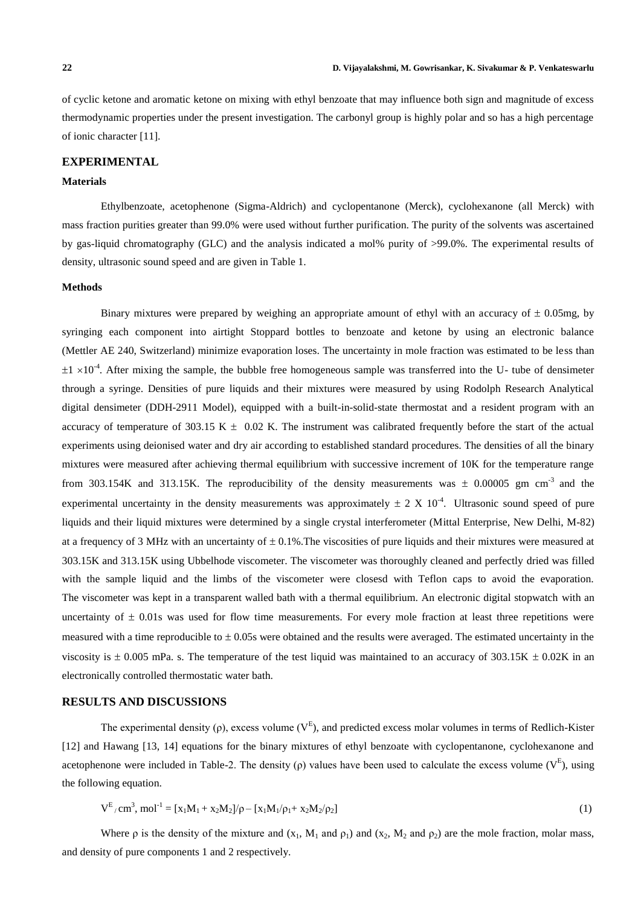of cyclic ketone and aromatic ketone on mixing with ethyl benzoate that may influence both sign and magnitude of excess thermodynamic properties under the present investigation. The carbonyl group is highly polar and so has a high percentage of ionic character [11].

## EXPERIMENTAL

### Materials

Ethylbenzoate, acetophenone (Sigma-Aldrich) and cyclopentanone (Merck), cyclohexanone (all Merck) with mass fraction purities greater than 99.0% were used without further purification. The purity of the solvents was ascertained by gas-liquid chromatography (GLC) and the analysis indicated a mol% purity of >99.0%. The experimental results of density, ultrasonic sound speed and are given in Table 1.

### Methods

Binary mixtures were prepared by weighing an appropriate amount of ethyl with an accuracy of ± 0.05mg, by syringing each component into airtight Stoppard bottles to benzoate and ketone by using an electronic balance (Mettler AE 240, Switzerland) minimize evaporation loses. The uncertainty in mole fraction was estimated to be less than $\pm 1 \times 10^{-4}$. After mixing the sample, the bubble free homogeneous sample was transferred into the U- tube of densimeter through a syringe. Densities of pure liquids and their mixtures were measured by using Rodolph Research Analytical digital densimeter (DDH-2911 Model), equipped with a built-in-solid-state thermostat and a resident program with an accuracy of temperature of 303.15 K ± 0.02 K. The instrument was calibrated frequently before the start of the actual experiments using deionised water and dry air according to established standard procedures. The densities of all the binary mixtures were measured after achieving thermal equilibrium with successive increment of 10K for the temperature range from 303.154K and 313.15K. The reproducibility of the density measurements was ± 0.00005 gm $cm^{-3}$ and the experimental uncertainty in the density measurements was approximately $\pm 2 \times 10^{-4}$. Ultrasonic sound speed of pure liquids and their liquid mixtures were determined by a single crystal interferometer (Mittal Enterprise, New Delhi, M-82) at a frequency of 3 MHz with an uncertainty of ± 0.1%.The viscosities of pure liquids and their mixtures were measured at 303.15K and 313.15K using Ubbelhode viscometer. The viscometer was thoroughly cleaned and perfectly dried was filled with the sample liquid and the limbs of the viscometer were closesd with Teflon caps to avoid the evaporation. The viscometer was kept in a transparent walled bath with a thermal equilibrium. An electronic digital stopwatch with an uncertainty of ± 0.01s was used for flow time measurements. For every mole fraction at least three repetitions were measured with a time reproducible to ± 0.05s were obtained and the results were averaged. The estimated uncertainty in the viscosity is ± 0.005 mPa. s. The temperature of the test liquid was maintained to an accuracy of 303.15K ± 0.02K in an electronically controlled thermostatic water bath.

## RESULTS AND DISCUSSIONS

The experimental density (ρ), excess volume ($V^E$), and predicted excess molar volumes in terms of Redlich-Kister [12] and Hawang [13, 14] equations for the binary mixtures of ethyl benzoate with cyclopentanone, cyclohexanone and acetophenone were included in Table-2. The density (ρ) values have been used to calculate the excess volume ($V^E$), using the following equation.

$$V^E / \text{cm}^3, \text{mol}^{-1} = [x_1M_1 + x_2M_2]/\rho - [x_1M_1/\rho_1 + x_2M_2/\rho_2] \tag{1}$$

Where ρ is the density of the mixture and ($x_1$, $M_1$ and $\rho_1$) and ($x_2$, $M_2$ and $\rho_2$) are the mole fraction, molar mass, and density of pure components 1 and 2 respectively.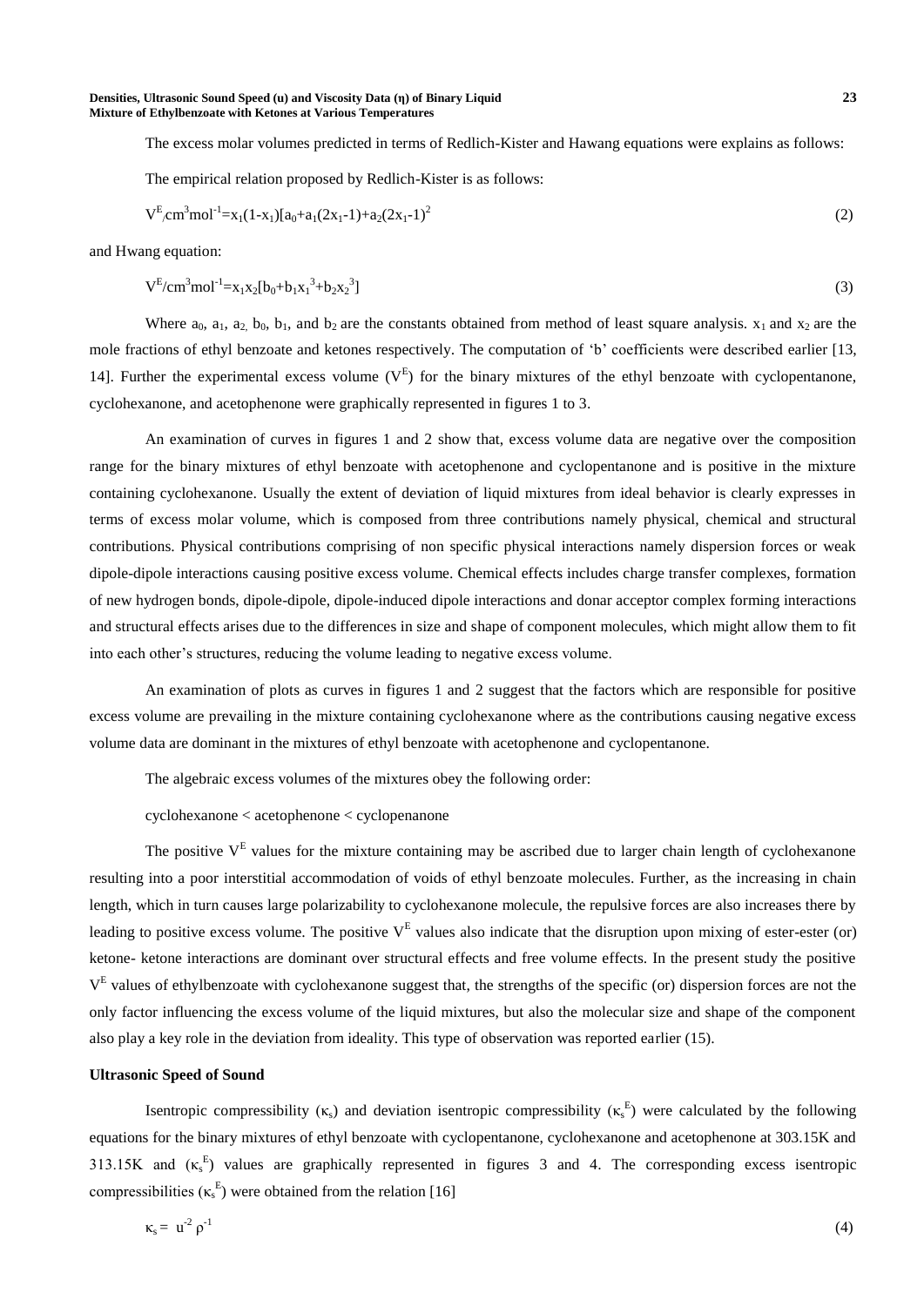The excess molar volumes predicted in terms of Redlich-Kister and Hawang equations were explains as follows:

The empirical relation proposed by Redlich-Kister is as follows:

$$V^E/cm^3mol^{-1}=x_1(1-x_1)[a_0+a_1(2x_1-1)+a_2(2x_1-1)^2 \quad (2)$$

and Hwang equation:

$$V^E/cm^3mol^{-1}=x_1x_2[b_0+b_1x_1^3+b_2x_2^3] \quad (3)$$

Where $a_0$, $a_1$, $a_2$, $b_0$, $b_1$, and $b_2$ are the constants obtained from method of least square analysis. $x_1$ and $x_2$ are the mole fractions of ethyl benzoate and ketones respectively. The computation of 'b' coefficients were described earlier [13, 14]. Further the experimental excess volume ($V^E$) for the binary mixtures of the ethyl benzoate with cyclopentanone, cyclohexanone, and acetophenone were graphically represented in figures 1 to 3.

An examination of curves in figures 1 and 2 show that, excess volume data are negative over the composition range for the binary mixtures of ethyl benzoate with acetophenone and cyclopentanone and is positive in the mixture containing cyclohexanone. Usually the extent of deviation of liquid mixtures from ideal behavior is clearly expresses in terms of excess molar volume, which is composed from three contributions namely physical, chemical and structural contributions. Physical contributions comprising of non specific physical interactions namely dispersion forces or weak dipole-dipole interactions causing positive excess volume. Chemical effects includes charge transfer complexes, formation of new hydrogen bonds, dipole-dipole, dipole-induced dipole interactions and donar acceptor complex forming interactions and structural effects arises due to the differences in size and shape of component molecules, which might allow them to fit into each other's structures, reducing the volume leading to negative excess volume.

An examination of plots as curves in figures 1 and 2 suggest that the factors which are responsible for positive excess volume are prevailing in the mixture containing cyclohexanone where as the contributions causing negative excess volume data are dominant in the mixtures of ethyl benzoate with acetophenone and cyclopentanone.

The algebraic excess volumes of the mixtures obey the following order:

cyclohexanone < acetophenone < cyclopenanone

The positive $V^E$ values for the mixture containing may be ascribed due to larger chain length of cyclohexanone resulting into a poor interstitial accommodation of voids of ethyl benzoate molecules. Further, as the increasing in chain length, which in turn causes large polarizability to cyclohexanone molecule, the repulsive forces are also increases there by leading to positive excess volume. The positive $V^E$ values also indicate that the disruption upon mixing of ester-ester (or) ketone- ketone interactions are dominant over structural effects and free volume effects. In the present study the positive $V^E$ values of ethylbenzoate with cyclohexanone suggest that, the strengths of the specific (or) dispersion forces are not the only factor influencing the excess volume of the liquid mixtures, but also the molecular size and shape of the component also play a key role in the deviation from ideality. This type of observation was reported earlier (15).

**Ultrasonic Speed of Sound**

Isentropic compressibility ($\kappa_s$) and deviation isentropic compressibility ($\kappa_s^E$) were calculated by the following equations for the binary mixtures of ethyl benzoate with cyclopentanone, cyclohexanone and acetophenone at 303.15K and 313.15K and ($\kappa_s^E$) values are graphically represented in figures 3 and 4. The corresponding excess isentropic compressibilities ($\kappa_s^E$) were obtained from the relation [16]

$$\kappa_s = u^{-2} \rho^{-1} \quad (4)$$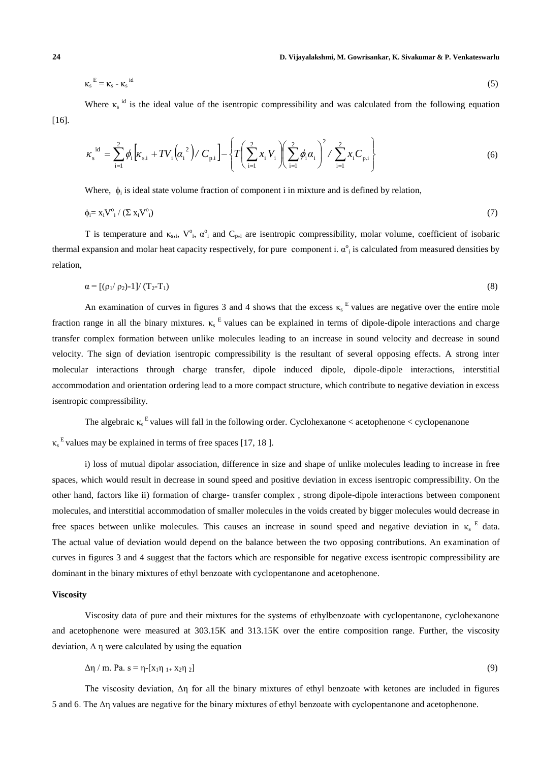$$\kappa_s^{E} = \kappa_s - \kappa_s^{id} \tag{5}$$

Where $\kappa_s^{id}$ is the ideal value of the isentropic compressibility and was calculated from the following equation [16].

$$\kappa_s^{id} = \sum_{i=1}^{2} \phi_i \left[\kappa_{s.i} + TV_i\left(\alpha_i^{2}\right)/ C_{p.i}\right] - \left\{ T\left(\sum_{i=1}^{2} x_i V_i\right)\left(\sum_{i=1}^{2} \phi_i \alpha_i\right)^{2} / \sum_{i=1}^{2} x_i C_{p.i} \right\} \tag{6}$$

Where, $\phi_i$ is ideal state volume fraction of component i in mixture and is defined by relation,

$$\phi_i = x_i V^{o}_i / (\Sigma\, x_i V^{o}_i) \tag{7}$$

T is temperature and $\kappa_{s,i}$, $V^{o}_i$, $\alpha^{o}_i$ and $C_{p,i}$ are isentropic compressibility, molar volume, coefficient of isobaric thermal expansion and molar heat capacity respectively, for pure component i. $\alpha^{o}_i$ is calculated from measured densities by relation,

$$\alpha = [(\rho_1/ \rho_2)-1]/ (T_2-T_1) \tag{8}$$

An examination of curves in figures 3 and 4 shows that the excess $\kappa_s^{E}$ values are negative over the entire mole fraction range in all the binary mixtures. $\kappa_s^{E}$ values can be explained in terms of dipole-dipole interactions and charge transfer complex formation between unlike molecules leading to an increase in sound velocity and decrease in sound velocity. The sign of deviation isentropic compressibility is the resultant of several opposing effects. A strong inter molecular interactions through charge transfer, dipole induced dipole, dipole-dipole interactions, interstitial accommodation and orientation ordering lead to a more compact structure, which contribute to negative deviation in excess isentropic compressibility.

The algebraic $\kappa_s^{E}$ values will fall in the following order. Cyclohexanone < acetophenone < cyclopenanone

$\kappa_s^{E}$ values may be explained in terms of free spaces [17, 18 ].

i) loss of mutual dipolar association, difference in size and shape of unlike molecules leading to increase in free spaces, which would result in decrease in sound speed and positive deviation in excess isentropic compressibility. On the other hand, factors like ii) formation of charge- transfer complex , strong dipole-dipole interactions between component molecules, and interstitial accommodation of smaller molecules in the voids created by bigger molecules would decrease in free spaces between unlike molecules. This causes an increase in sound speed and negative deviation in $\kappa_s^{E}$ data. The actual value of deviation would depend on the balance between the two opposing contributions. An examination of curves in figures 3 and 4 suggest that the factors which are responsible for negative excess isentropic compressibility are dominant in the binary mixtures of ethyl benzoate with cyclopentanone and acetophenone.

**Viscosity**

Viscosity data of pure and their mixtures for the systems of ethylbenzoate with cyclopentanone, cyclohexanone and acetophenone were measured at 303.15K and 313.15K over the entire composition range. Further, the viscosity deviation, $\Delta\eta$ were calculated by using the equation

$$\Delta\eta \,/\, \text{m. Pa. s} = \eta - [x_1\eta_1 + x_2\eta_2] \tag{9}$$

The viscosity deviation, $\Delta\eta$ for all the binary mixtures of ethyl benzoate with ketones are included in figures 5 and 6. The $\Delta\eta$ values are negative for the binary mixtures of ethyl benzoate with cyclopentanone and acetophenone.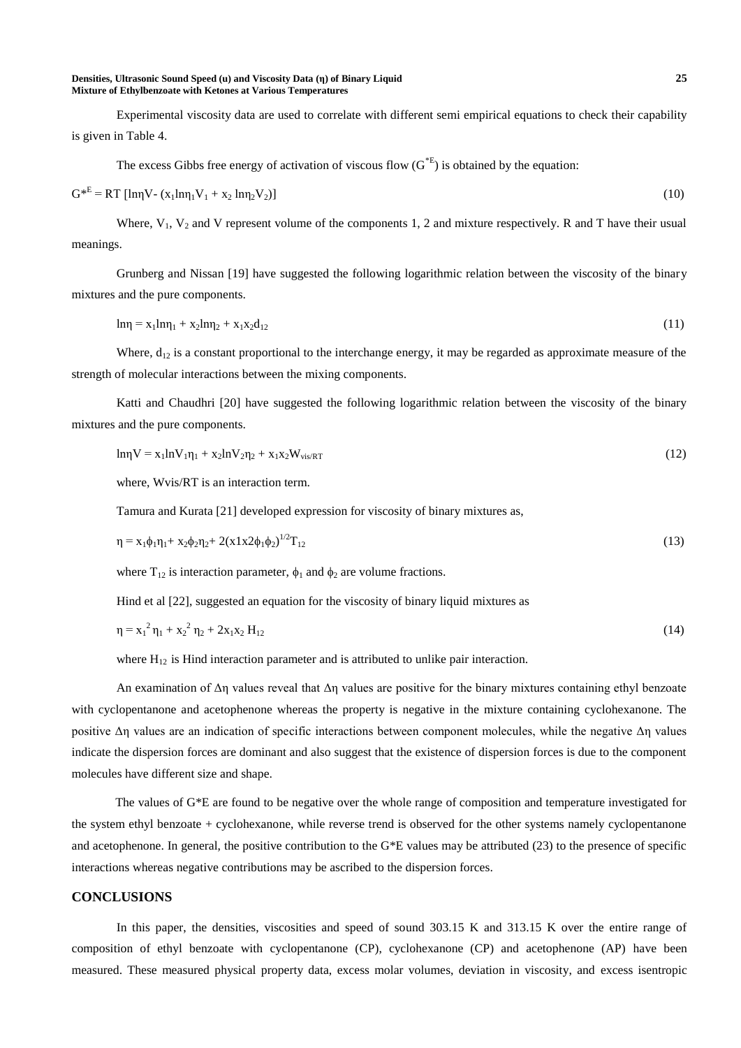Experimental viscosity data are used to correlate with different semi empirical equations to check their capability is given in Table 4.

The excess Gibbs free energy of activation of viscous flow ($G^{*E}$) is obtained by the equation:

$$G^{*E} = RT\,[\ln\eta V - (x_1 \ln\eta_1 V_1 + x_2 \ln\eta_2 V_2)] \tag{10}$$

Where, $V_1$, $V_2$ and V represent volume of the components 1, 2 and mixture respectively. R and T have their usual meanings.

Grunberg and Nissan [19] have suggested the following logarithmic relation between the viscosity of the binary mixtures and the pure components.

$$\ln\eta = x_1 \ln\eta_1 + x_2 \ln\eta_2 + x_1 x_2 d_{12} \tag{11}$$

Where, $d_{12}$ is a constant proportional to the interchange energy, it may be regarded as approximate measure of the strength of molecular interactions between the mixing components.

Katti and Chaudhri [20] have suggested the following logarithmic relation between the viscosity of the binary mixtures and the pure components.

$$\ln\eta V = x_1 \ln V_1 \eta_1 + x_2 \ln V_2 \eta_2 + x_1 x_2 W_{vis/RT} \tag{12}$$

where, Wvis/RT is an interaction term.

Tamura and Kurata [21] developed expression for viscosity of binary mixtures as,

$$\eta = x_1 \phi_1 \eta_1 + x_2 \phi_2 \eta_2 + 2(x_1 x_2 \phi_1 \phi_2)^{1/2} T_{12} \tag{13}$$

where $T_{12}$ is interaction parameter, $\phi_1$ and $\phi_2$ are volume fractions.

Hind et al [22], suggested an equation for the viscosity of binary liquid mixtures as

$$\eta = x_1^2 \eta_1 + x_2^2 \eta_2 + 2x_1 x_2 H_{12} \tag{14}$$

where $H_{12}$ is Hind interaction parameter and is attributed to unlike pair interaction.

An examination of $\Delta\eta$ values reveal that $\Delta\eta$ values are positive for the binary mixtures containing ethyl benzoate with cyclopentanone and acetophenone whereas the property is negative in the mixture containing cyclohexanone. The positive $\Delta\eta$ values are an indication of specific interactions between component molecules, while the negative $\Delta\eta$ values indicate the dispersion forces are dominant and also suggest that the existence of dispersion forces is due to the component molecules have different size and shape.

The values of $G^{*E}$ are found to be negative over the whole range of composition and temperature investigated for the system ethyl benzoate + cyclohexanone, while reverse trend is observed for the other systems namely cyclopentanone and acetophenone. In general, the positive contribution to the $G^{*E}$ values may be attributed (23) to the presence of specific interactions whereas negative contributions may be ascribed to the dispersion forces.

## CONCLUSIONS

In this paper, the densities, viscosities and speed of sound 303.15 K and 313.15 K over the entire range of composition of ethyl benzoate with cyclopentanone (CP), cyclohexanone (CP) and acetophenone (AP) have been measured. These measured physical property data, excess molar volumes, deviation in viscosity, and excess isentropic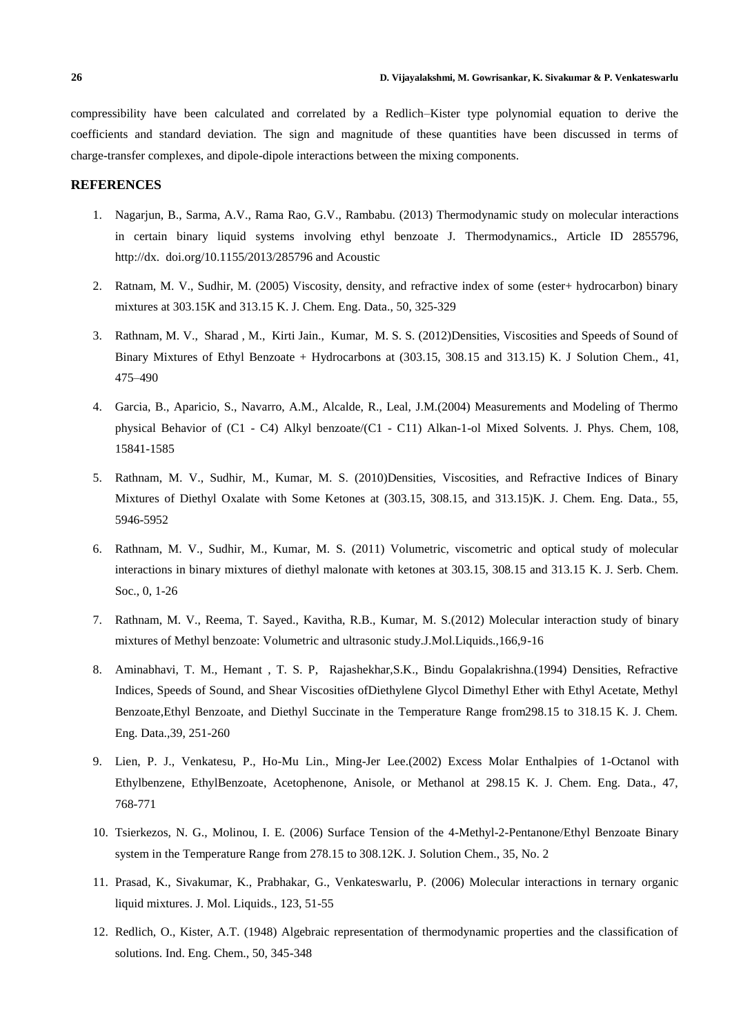compressibility have been calculated and correlated by a Redlich–Kister type polynomial equation to derive the coefficients and standard deviation. The sign and magnitude of these quantities have been discussed in terms of charge-transfer complexes, and dipole-dipole interactions between the mixing components.

## REFERENCES

1. Nagarjun, B., Sarma, A.V., Rama Rao, G.V., Rambabu. (2013) Thermodynamic study on molecular interactions in certain binary liquid systems involving ethyl benzoate J. Thermodynamics., Article ID 2855796, http://dx. doi.org/10.1155/2013/285796 and Acoustic

2. Ratnam, M. V., Sudhir, M. (2005) Viscosity, density, and refractive index of some (ester+ hydrocarbon) binary mixtures at 303.15K and 313.15 K. J. Chem. Eng. Data., 50, 325-329

3. Rathnam, M. V., Sharad , M., Kirti Jain., Kumar, M. S. S. (2012)Densities, Viscosities and Speeds of Sound of Binary Mixtures of Ethyl Benzoate + Hydrocarbons at (303.15, 308.15 and 313.15) K. J Solution Chem., 41, 475–490

4. Garcia, B., Aparicio, S., Navarro, A.M., Alcalde, R., Leal, J.M.(2004) Measurements and Modeling of Thermo physical Behavior of (C1 - C4) Alkyl benzoate/(C1 - C11) Alkan-1-ol Mixed Solvents. J. Phys. Chem, 108, 15841-1585

5. Rathnam, M. V., Sudhir, M., Kumar, M. S. (2010)Densities, Viscosities, and Refractive Indices of Binary Mixtures of Diethyl Oxalate with Some Ketones at (303.15, 308.15, and 313.15)K. J. Chem. Eng. Data., 55, 5946-5952

6. Rathnam, M. V., Sudhir, M., Kumar, M. S. (2011) Volumetric, viscometric and optical study of molecular interactions in binary mixtures of diethyl malonate with ketones at 303.15, 308.15 and 313.15 K. J. Serb. Chem. Soc., 0, 1-26

7. Rathnam, M. V., Reema, T. Sayed., Kavitha, R.B., Kumar, M. S.(2012) Molecular interaction study of binary mixtures of Methyl benzoate: Volumetric and ultrasonic study.J.Mol.Liquids.,166,9-16

8. Aminabhavi, T. M., Hemant , T. S. P, Rajashekhar,S.K., Bindu Gopalakrishna.(1994) Densities, Refractive Indices, Speeds of Sound, and Shear Viscosities ofDiethylene Glycol Dimethyl Ether with Ethyl Acetate, Methyl Benzoate,Ethyl Benzoate, and Diethyl Succinate in the Temperature Range from298.15 to 318.15 K. J. Chem. Eng. Data.,39, 251-260

9. Lien, P. J., Venkatesu, P., Ho-Mu Lin., Ming-Jer Lee.(2002) Excess Molar Enthalpies of 1-Octanol with Ethylbenzene, EthylBenzoate, Acetophenone, Anisole, or Methanol at 298.15 K. J. Chem. Eng. Data., 47, 768-771

10. Tsierkezos, N. G., Molinou, I. E. (2006) Surface Tension of the 4-Methyl-2-Pentanone/Ethyl Benzoate Binary system in the Temperature Range from 278.15 to 308.12K. J. Solution Chem., 35, No. 2

11. Prasad, K., Sivakumar, K., Prabhakar, G., Venkateswarlu, P. (2006) Molecular interactions in ternary organic liquid mixtures. J. Mol. Liquids., 123, 51-55

12. Redlich, O., Kister, A.T. (1948) Algebraic representation of thermodynamic properties and the classification of solutions. Ind. Eng. Chem., 50, 345-348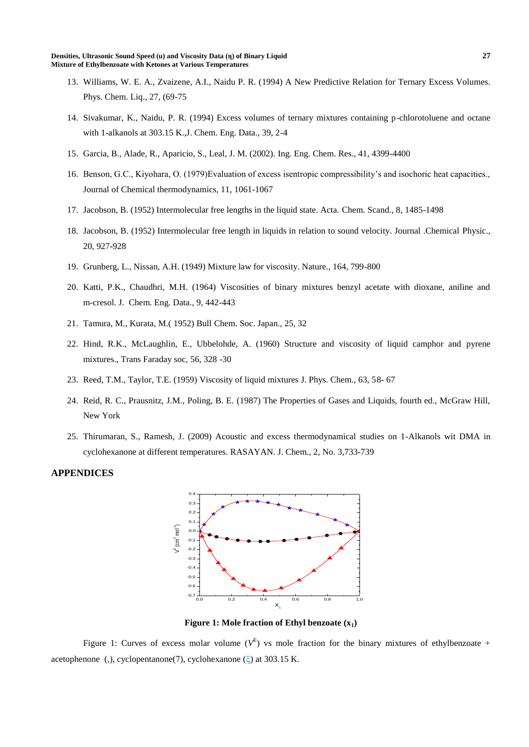13. Williams, W. E. A., Zvaizene, A.I., Naidu P. R. (1994) A New Predictive Relation for Ternary Excess Volumes. Phys. Chem. Liq., 27, (69-75

14. Sivakumar, K., Naidu, P. R. (1994) Excess volumes of ternary mixtures containing p-chlorotoluene and octane with 1-alkanols at 303.15 K.,J. Chem. Eng. Data., 39, 2-4

15. Garcia, B., Alade, R., Aparicio, S., Leal, J. M. (2002). Ing. Eng. Chem. Res., 41, 4399-4400

16. Benson, G.C., Kiyohara, O. (1979)Evaluation of excess isentropic compressibility's and isochoric heat capacities., Journal of Chemical thermodynamics, 11, 1061-1067

17. Jacobson, B. (1952) Intermolecular free lengths in the liquid state. Acta. Chem. Scand., 8, 1485-1498

18. Jacobson, B. (1952) Intermolecular free length in liquids in relation to sound velocity. Journal .Chemical Physic., 20, 927-928

19. Grunberg, L., Nissan, A.H. (1949) Mixture law for viscosity. Nature., 164, 799-800

20. Katti, P.K., Chaudhri, M.H. (1964) Viscosities of binary mixtures benzyl acetate with dioxane, aniline and m-cresol. J. Chem. Eng. Data., 9, 442-443

21. Tamura, M., Kurata, M.( 1952) Bull Chem. Soc. Japan., 25, 32

22. Hind, R.K., McLaughlin, E., Ubbelohde, A. (1960) Structure and viscosity of liquid camphor and pyrene mixtures., Trans Faraday soc, 56, 328 -30

23. Reed, T.M., Taylor, T.E. (1959) Viscosity of liquid mixtures J. Phys. Chem., 63, 58- 67

24. Reid, R. C., Prausnitz, J.M., Poling, B. E. (1987) The Properties of Gases and Liquids, fourth ed., McGraw Hill, New York

25. Thirumaran, S., Ramesh, J. (2009) Acoustic and excess thermodynamical studies on 1-Alkanols wit DMA in cyclohexanone at different temperatures. RASAYAN. J. Chem., 2, No. 3,733-739

## APPENDICES

**Figure 1: Mole fraction of Ethyl benzoate ($x_1$)**

Figure 1: Curves of excess molar volume ($V^E$) vs mole fraction for the binary mixtures of ethylbenzoate + acetophenone (,), cyclopentanone(7), cyclohexanone (ξ) at 303.15 K.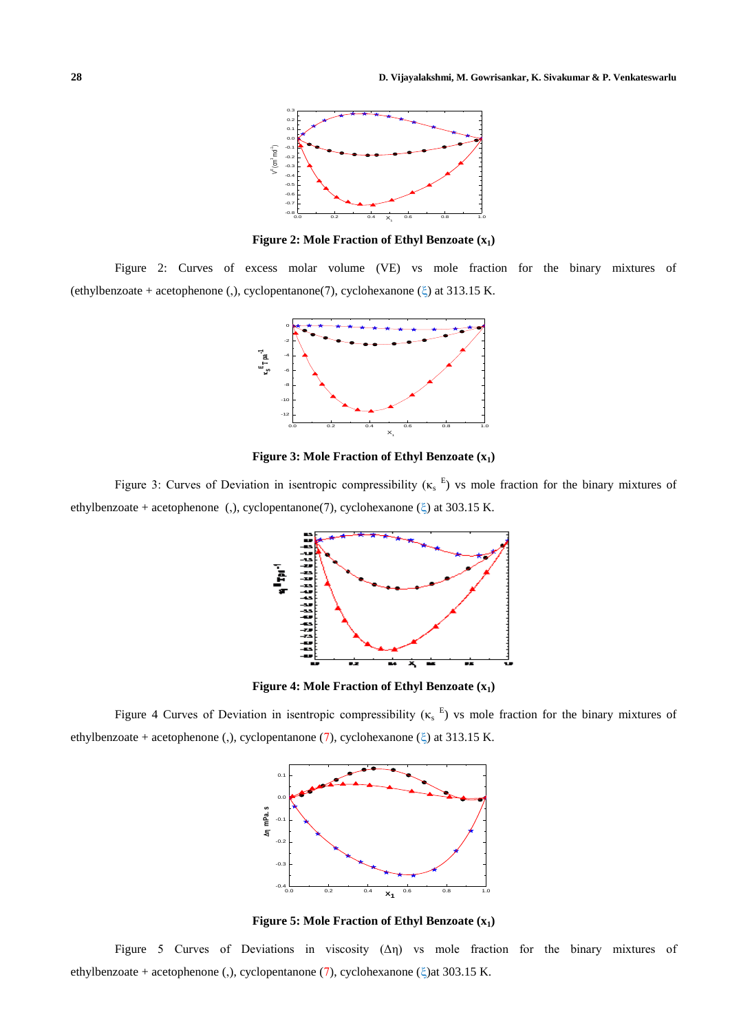**Figure 2: Mole Fraction of Ethyl Benzoate ($x_1$)**

Figure 2: Curves of excess molar volume (VE) vs mole fraction for the binary mixtures of (ethylbenzoate + acetophenone (,), cyclopentanone(7), cyclohexanone (ξ) at 313.15 K.

**Figure 3: Mole Fraction of Ethyl Benzoate ($x_1$)**

Figure 3: Curves of Deviation in isentropic compressibility ($\kappa_s$ $^E$) vs mole fraction for the binary mixtures of ethylbenzoate + acetophenone (,), cyclopentanone(7), cyclohexanone (ξ) at 303.15 K.

**Figure 4: Mole Fraction of Ethyl Benzoate ($x_1$)**

Figure 4 Curves of Deviation in isentropic compressibility ($\kappa_s$ $^E$) vs mole fraction for the binary mixtures of ethylbenzoate + acetophenone (,), cyclopentanone (7), cyclohexanone (ξ) at 313.15 K.

**Figure 5: Mole Fraction of Ethyl Benzoate ($x_1$)**

Figure 5 Curves of Deviations in viscosity ($\Delta\eta$) vs mole fraction for the binary mixtures of ethylbenzoate + acetophenone (,), cyclopentanone (7), cyclohexanone (ξ)at 303.15 K.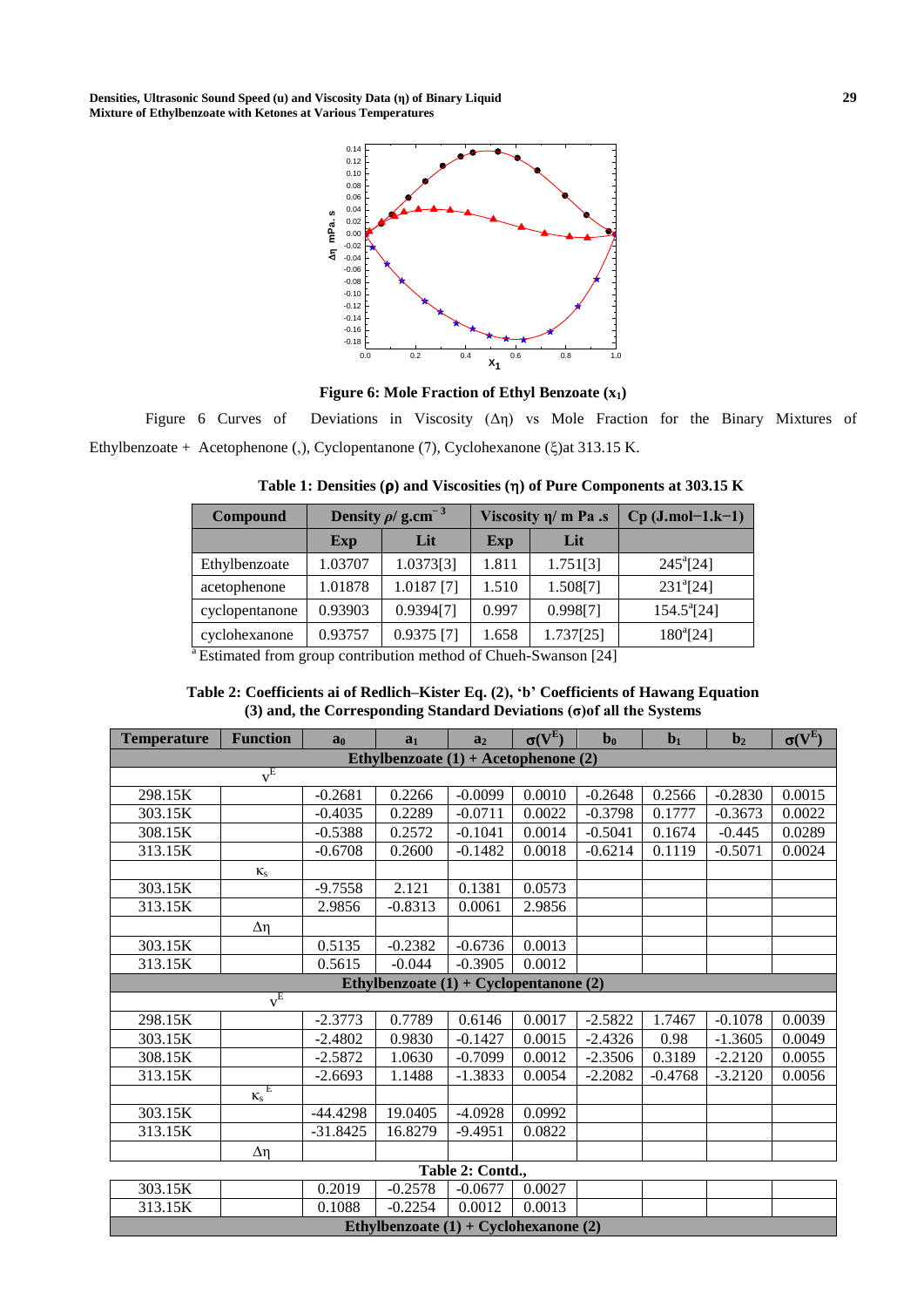**Figure 6: Mole Fraction of Ethyl Benzoate ($x_1$)**

Figure 6 Curves of Deviations in Viscosity ($\Delta\eta$) vs Mole Fraction for the Binary Mixtures of Ethylbenzoate + Acetophenone (,), Cyclopentanone (7), Cyclohexanone (ξ)at 313.15 K.

**Table 1: Densities (ρ) and Viscosities (η) of Pure Components at 303.15 K**

| Compound | Density $\rho$/ g.cm$^{-3}$ | | Viscosity η/ m Pa .s | | Cp (J.mol−1.k−1) |
|---|---|---|---|---|---|
| | Exp | Lit | Exp | Lit | |
| Ethylbenzoate | 1.03707 | 1.0373[3] | 1.811 | 1.751[3] | 245[a][24] |
| acetophenone | 1.01878 | 1.0187 [7] | 1.510 | 1.508[7] | 231[a][24] |
| cyclopentanone | 0.93903 | 0.9394[7] | 0.997 | 0.998[7] | 154.5[a][24] |
| cyclohexanone | 0.93757 | 0.9375 [7] | 1.658 | 1.737[25] | 180[a][24] |

[a] Estimated from group contribution method of Chueh-Swanson [24]

**Table 2: Coefficients ai of Redlich–Kister Eq. (2), 'b' Coefficients of Hawang Equation (3) and, the Corresponding Standard Deviations (σ)of all the Systems**

| Temperature | Function | $a_0$ | $a_1$ | $a_2$ | $\sigma(V^E)$ | $b_0$ | $b_1$ | $b_2$ | $\sigma(V^E)$ |
|---|---|---|---|---|---|---|---|---|---|
| **Ethylbenzoate (1) + Acetophenone (2)** | | | | | | | | | |
| | $V^E$ | | | | | | | | |
| 298.15K | | -0.2681 | 0.2266 | -0.0099 | 0.0010 | -0.2648 | 0.2566 | -0.2830 | 0.0015 |
| 303.15K | | -0.4035 | 0.2289 | -0.0711 | 0.0022 | -0.3798 | 0.1777 | -0.3673 | 0.0022 |
| 308.15K | | -0.5388 | 0.2572 | -0.1041 | 0.0014 | -0.5041 | 0.1674 | -0.445 | 0.0289 |
| 313.15K | | -0.6708 | 0.2600 | -0.1482 | 0.0018 | -0.6214 | 0.1119 | -0.5071 | 0.0024 |
| | $\kappa_s$ | | | | | | | | |
| 303.15K | | -9.7558 | 2.121 | 0.1381 | 0.0573 | | | | |
| 313.15K | | 2.9856 | -0.8313 | 0.0061 | 2.9856 | | | | |
| | $\Delta\eta$ | | | | | | | | |
| 303.15K | | 0.5135 | -0.2382 | -0.6736 | 0.0013 | | | | |
| 313.15K | | 0.5615 | -0.044 | -0.3905 | 0.0012 | | | | |
| **Ethylbenzoate (1) + Cyclopentanone (2)** | | | | | | | | | |
| | $V^E$ | | | | | | | | |
| 298.15K | | -2.3773 | 0.7789 | 0.6146 | 0.0017 | -2.5822 | 1.7467 | -0.1078 | 0.0039 |
| 303.15K | | -2.4802 | 0.9830 | -0.1427 | 0.0015 | -2.4326 | 0.98 | -1.3605 | 0.0049 |
| 308.15K | | -2.5872 | 1.0630 | -0.7099 | 0.0012 | -2.3506 | 0.3189 | -2.2120 | 0.0055 |
| 313.15K | | -2.6693 | 1.1488 | -1.3833 | 0.0054 | -2.2082 | -0.4768 | -3.2120 | 0.0056 |
| | $\kappa_s^E$ | | | | | | | | |
| 303.15K | | -44.4298 | 19.0405 | -4.0928 | 0.0992 | | | | |
| 313.15K | | -31.8425 | 16.8279 | -9.4951 | 0.0822 | | | | |
| | $\Delta\eta$ | | | | | | | | |
| 303.15K | | 0.2019 | -0.2578 | -0.0677 | 0.0027 | | | | |
| 313.15K | | 0.1088 | -0.2254 | 0.0012 | 0.0013 | | | | |
| **Ethylbenzoate (1) + Cyclohexanone (2)** | | | | | | | | | |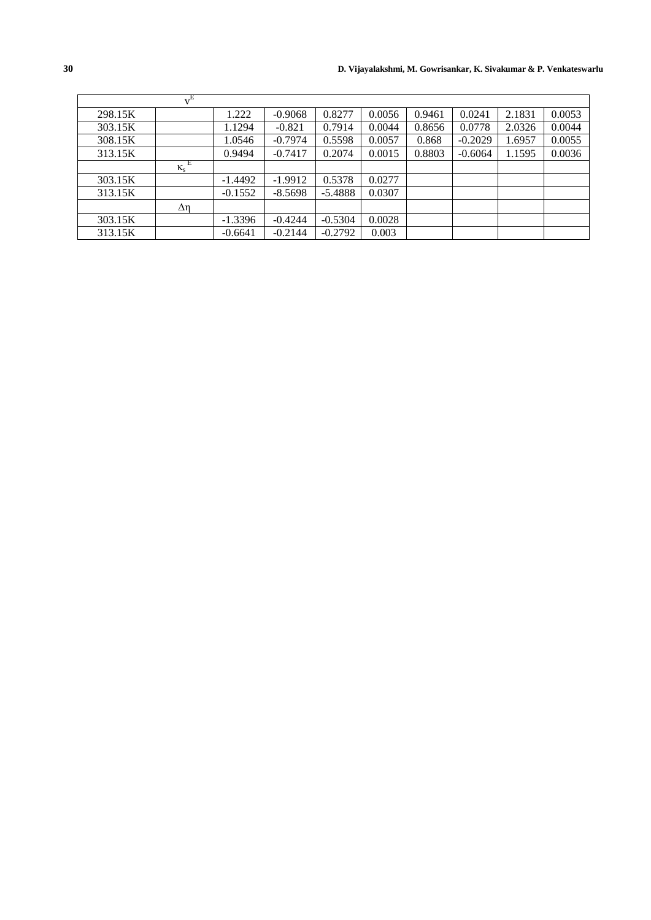| | | | | | | | | | |
|---|---|---|---|---|---|---|---|---|---|
| | $V^E$ | | | | | | | | |
| 298.15K | | 1.222 | -0.9068 | 0.8277 | 0.0056 | 0.9461 | 0.0241 | 2.1831 | 0.0053 |
| 303.15K | | 1.1294 | -0.821 | 0.7914 | 0.0044 | 0.8656 | 0.0778 | 2.0326 | 0.0044 |
| 308.15K | | 1.0546 | -0.7974 | 0.5598 | 0.0057 | 0.868 | -0.2029 | 1.6957 | 0.0055 |
| 313.15K | | 0.9494 | -0.7417 | 0.2074 | 0.0015 | 0.8803 | -0.6064 | 1.1595 | 0.0036 |
| | $\kappa_s^E$ | | | | | | | | |
| 303.15K | | -1.4492 | -1.9912 | 0.5378 | 0.0277 | | | | |
| 313.15K | | -0.1552 | -8.5698 | -5.4888 | 0.0307 | | | | |
| | $\Delta\eta$ | | | | | | | | |
| 303.15K | | -1.3396 | -0.4244 | -0.5304 | 0.0028 | | | | |
| 313.15K | | -0.6641 | -0.2144 | -0.2792 | 0.003 | | | | |